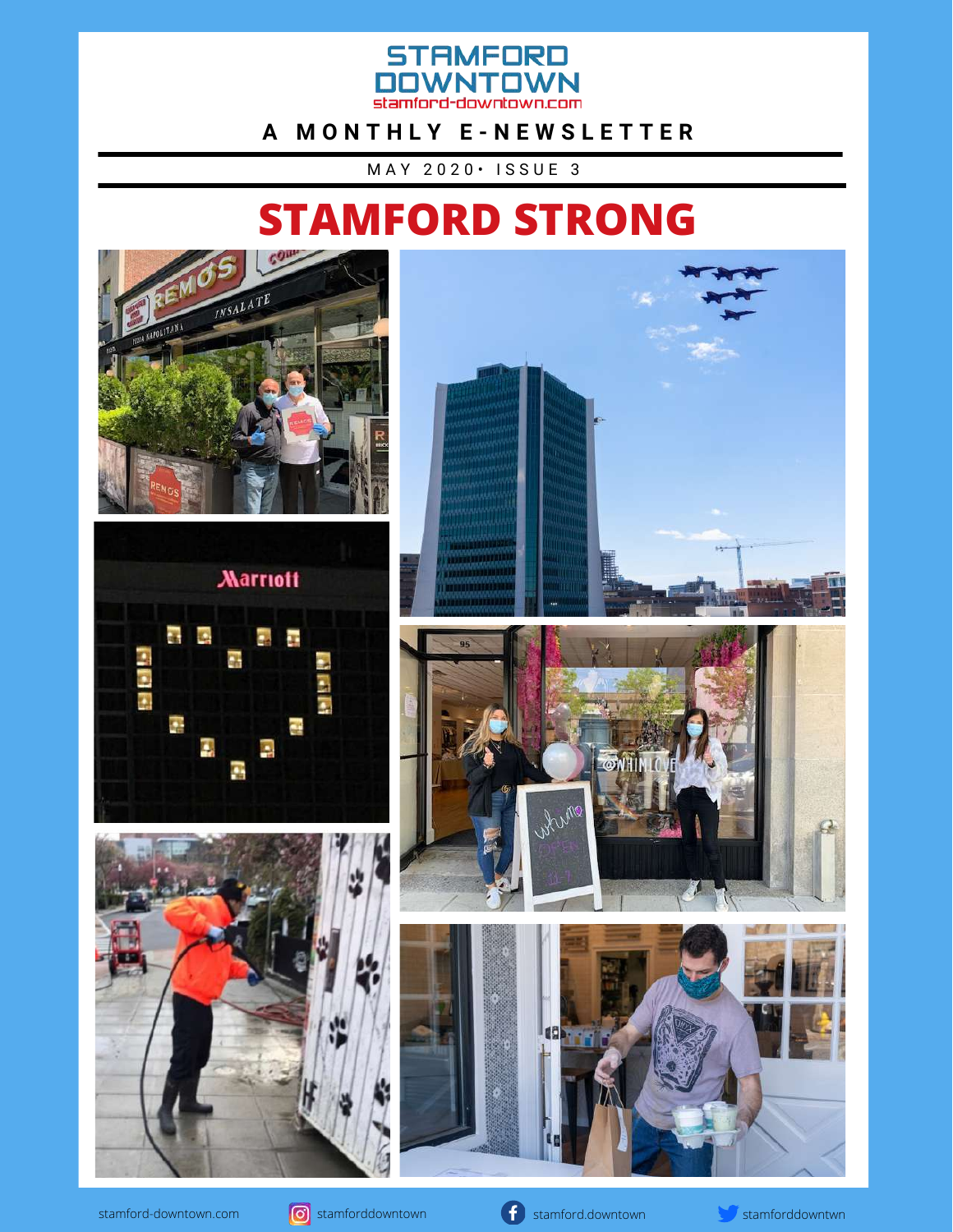# STAMFORD DOWNTOWN

stamford-downtown.com

**A MONTHLY E-NEWSLETTER**

MAY 2020 • ISSUE 3

# STAMFORD STRONG

stamford-downtown.com | stamforddowntown | stamford.downtown | stamforddowntwn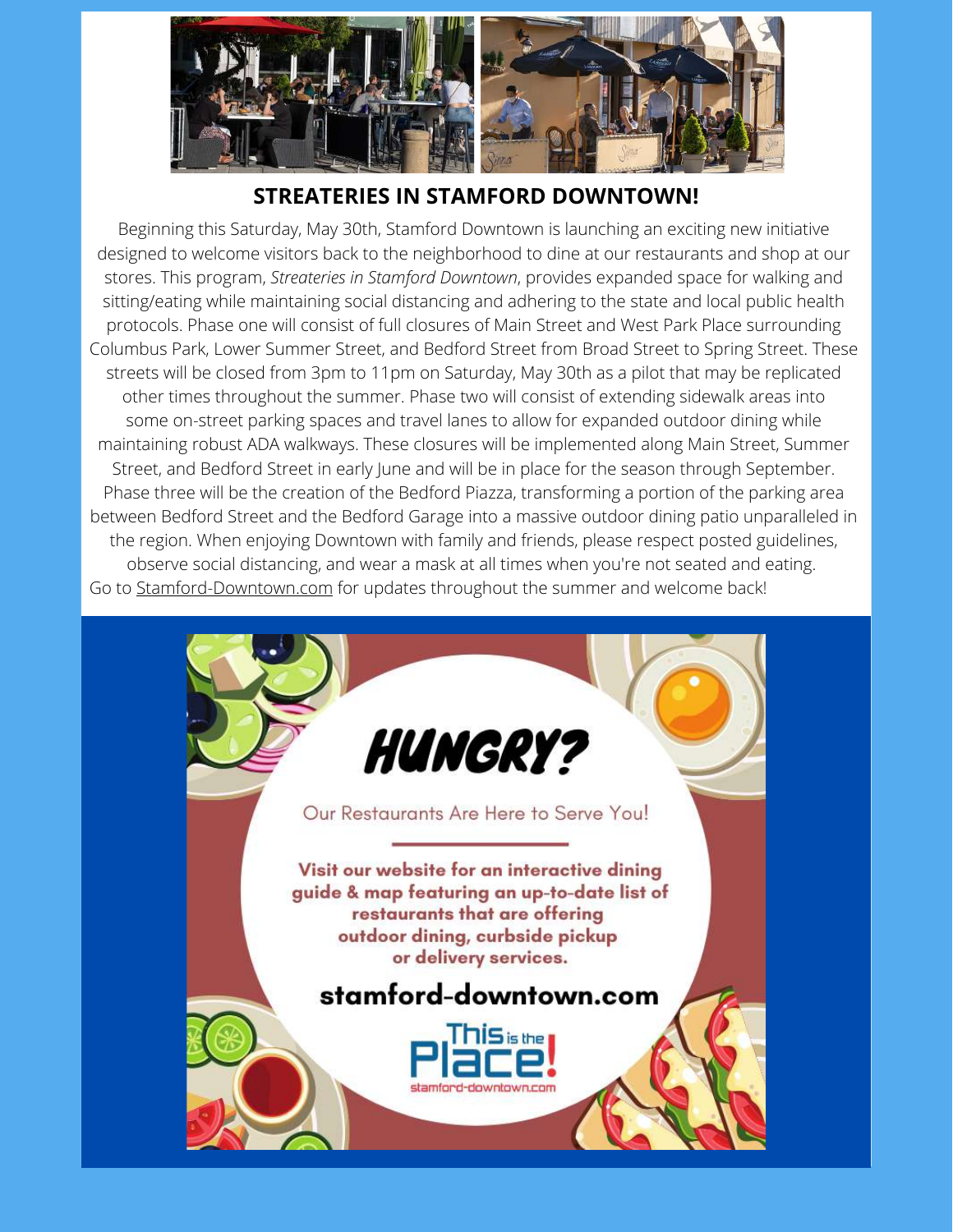## STREATERIES IN STAMFORD DOWNTOWN!

Beginning this Saturday, May 30th, Stamford Downtown is launching an exciting new initiative designed to welcome visitors back to the neighborhood to dine at our restaurants and shop at our stores. This program, *Streateries in Stamford Downtown*, provides expanded space for walking and sitting/eating while maintaining social distancing and adhering to the state and local public health protocols. Phase one will consist of full closures of Main Street and West Park Place surrounding Columbus Park, Lower Summer Street, and Bedford Street from Broad Street to Spring Street. These streets will be closed from 3pm to 11pm on Saturday, May 30th as a pilot that may be replicated other times throughout the summer. Phase two will consist of extending sidewalk areas into some on-street parking spaces and travel lanes to allow for expanded outdoor dining while maintaining robust ADA walkways. These closures will be implemented along Main Street, Summer Street, and Bedford Street in early June and will be in place for the season through September. Phase three will be the creation of the Bedford Piazza, transforming a portion of the parking area between Bedford Street and the Bedford Garage into a massive outdoor dining patio unparalleled in the region. When enjoying Downtown with family and friends, please respect posted guidelines, observe social distancing, and wear a mask at all times when you're not seated and eating.

Go to Stamford-Downtown.com for updates throughout the summer and welcome back!

# HUNGRY?

Our Restaurants Are Here to Serve You!

**Visit our website for an interactive dining guide & map featuring an up-to-date list of restaurants that are offering outdoor dining, curbside pickup or delivery services.**

**stamford-downtown.com**

This is the Place!
stamford-downtown.com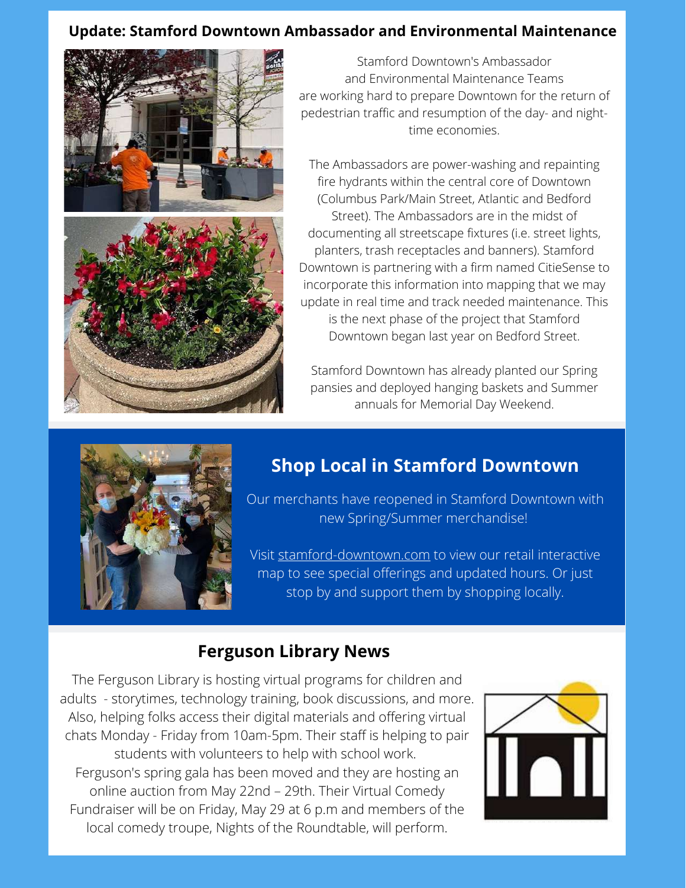## Update: Stamford Downtown Ambassador and Environmental Maintenance

Stamford Downtown's Ambassador and Environmental Maintenance Teams are working hard to prepare Downtown for the return of pedestrian traffic and resumption of the day- and night-time economies.

The Ambassadors are power-washing and repainting fire hydrants within the central core of Downtown (Columbus Park/Main Street, Atlantic and Bedford Street). The Ambassadors are in the midst of documenting all streetscape fixtures (i.e. street lights, planters, trash receptacles and banners). Stamford Downtown is partnering with a firm named CitieSense to incorporate this information into mapping that we may update in real time and track needed maintenance. This is the next phase of the project that Stamford Downtown began last year on Bedford Street.

Stamford Downtown has already planted our Spring pansies and deployed hanging baskets and Summer annuals for Memorial Day Weekend.

## Shop Local in Stamford Downtown

Our merchants have reopened in Stamford Downtown with new Spring/Summer merchandise!

Visit stamford-downtown.com to view our retail interactive map to see special offerings and updated hours. Or just stop by and support them by shopping locally.

## Ferguson Library News

The Ferguson Library is hosting virtual programs for children and adults - storytimes, technology training, book discussions, and more. Also, helping folks access their digital materials and offering virtual chats Monday - Friday from 10am-5pm. Their staff is helping to pair students with volunteers to help with school work. Ferguson's spring gala has been moved and they are hosting an online auction from May 22nd – 29th. Their Virtual Comedy Fundraiser will be on Friday, May 29 at 6 p.m and members of the local comedy troupe, Nights of the Roundtable, will perform.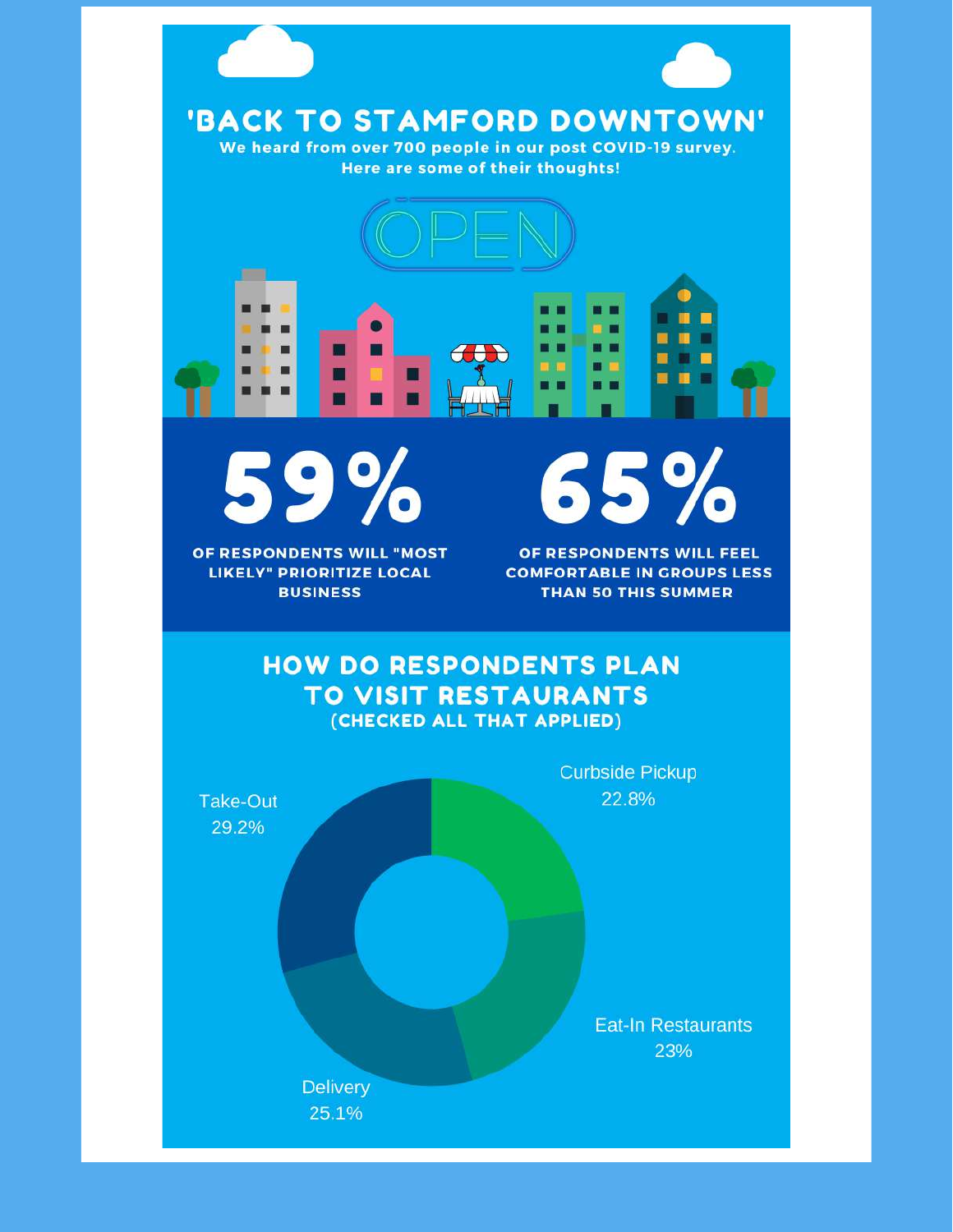# 'BACK TO STAMFORD DOWNTOWN'

**We heard from over 700 people in our post COVID-19 survey. Here are some of their thoughts!**

OPEN

## 59%

OF RESPONDENTS WILL "MOST LIKELY" PRIORITIZE LOCAL BUSINESS

## 65%

OF RESPONDENTS WILL FEEL COMFORTABLE IN GROUPS LESS THAN 50 THIS SUMMER

## HOW DO RESPONDENTS PLAN TO VISIT RESTAURANTS

**(CHECKED ALL THAT APPLIED)**

| Method | Percentage |
| --- | --- |
| Curbside Pickup | 22.8% |
| Eat-In Restaurants | 23% |
| Delivery | 25.1% |
| Take-Out | 29.2% |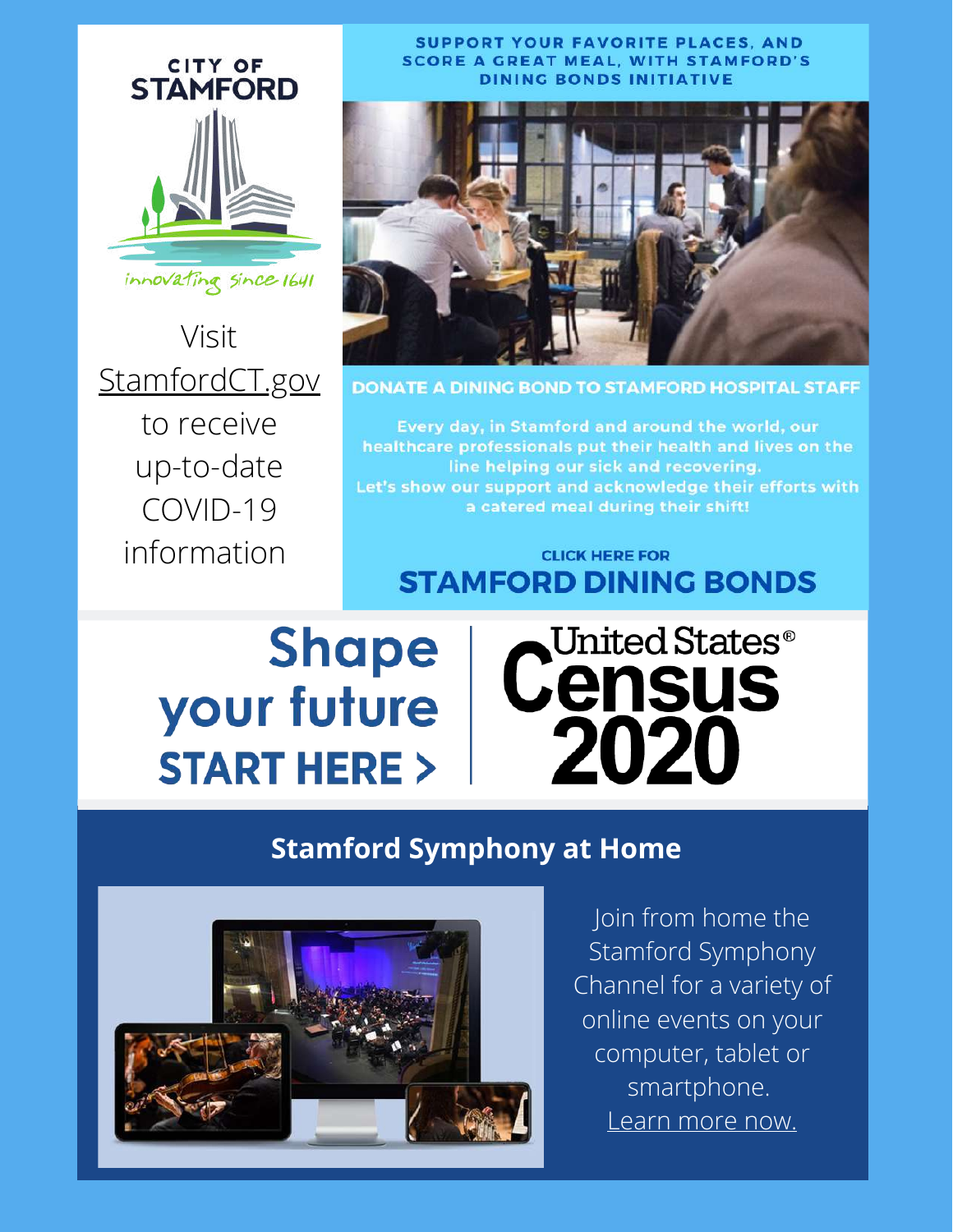CITY OF STAMFORD

innovating since 1641

Visit StamfordCT.gov to receive up-to-date COVID-19 information

**SUPPORT YOUR FAVORITE PLACES, AND SCORE A GREAT MEAL, WITH STAMFORD'S DINING BONDS INITIATIVE**

**DONATE A DINING BOND TO STAMFORD HOSPITAL STAFF**

Every day, in Stamford and around the world, our healthcare professionals put their health and lives on the line helping our sick and recovering.
Let's show our support and acknowledge their efforts with a catered meal during their shift!

CLICK HERE FOR

## STAMFORD DINING BONDS

**Shape your future START HERE >**

United States® Census 2020

## Stamford Symphony at Home

Join from home the Stamford Symphony Channel for a variety of online events on your computer, tablet or smartphone.
Learn more now.